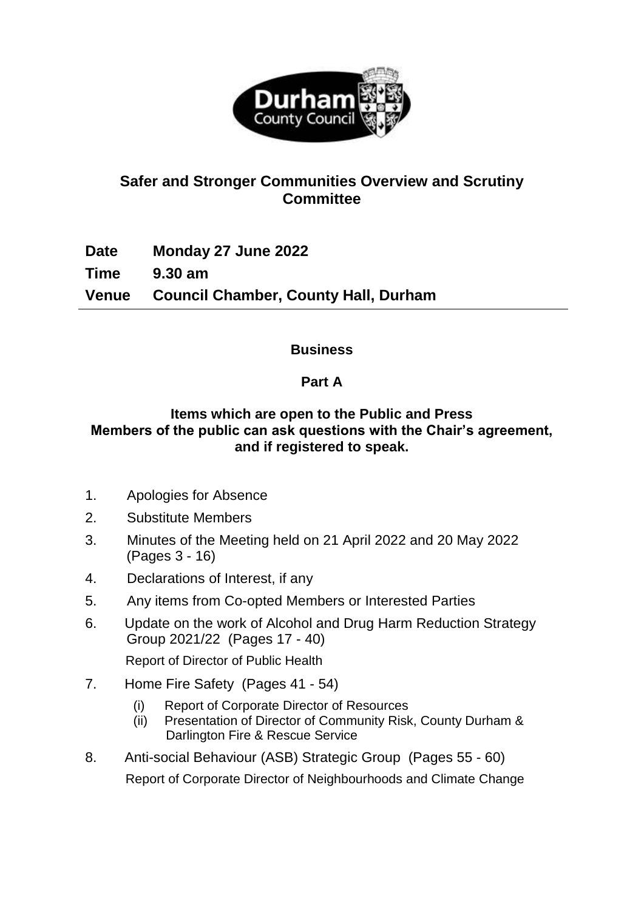Durham County Council

# Safer and Stronger Communities Overview and Scrutiny Committee

**Date** Monday 27 June 2022

**Time** 9.30 am

**Venue** Council Chamber, County Hall, Durham

## Business

### Part A

**Items which are open to the Public and Press**
**Members of the public can ask questions with the Chair's agreement, and if registered to speak.**

1. Apologies for Absence
2. Substitute Members
3. Minutes of the Meeting held on 21 April 2022 and 20 May 2022 (Pages 3 - 16)
4. Declarations of Interest, if any
5. Any items from Co-opted Members or Interested Parties
6. Update on the work of Alcohol and Drug Harm Reduction Strategy Group 2021/22 (Pages 17 - 40)

   Report of Director of Public Health
7. Home Fire Safety (Pages 41 - 54)
   1. (i) Report of Corporate Director of Resources
   2. (ii) Presentation of Director of Community Risk, County Durham & Darlington Fire & Rescue Service
8. Anti-social Behaviour (ASB) Strategic Group (Pages 55 - 60)

   Report of Corporate Director of Neighbourhoods and Climate Change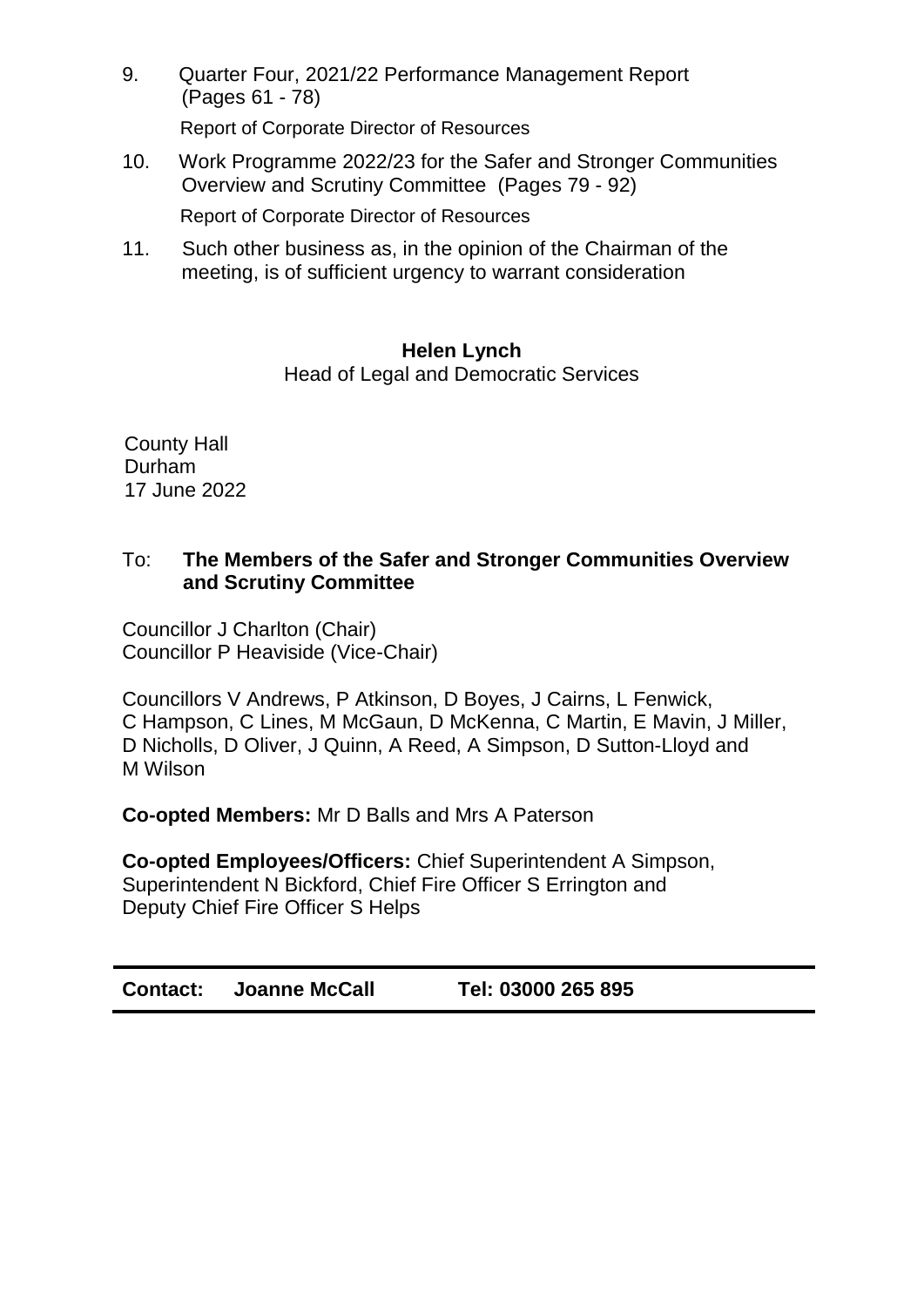9. Quarter Four, 2021/22 Performance Management Report (Pages 61 - 78)

   Report of Corporate Director of Resources

10. Work Programme 2022/23 for the Safer and Stronger Communities Overview and Scrutiny Committee (Pages 79 - 92)

    Report of Corporate Director of Resources

11. Such other business as, in the opinion of the Chairman of the meeting, is of sufficient urgency to warrant consideration

**Helen Lynch**
Head of Legal and Democratic Services

County Hall
Durham
17 June 2022

To: **The Members of the Safer and Stronger Communities Overview and Scrutiny Committee**

Councillor J Charlton (Chair)
Councillor P Heaviside (Vice-Chair)

Councillors V Andrews, P Atkinson, D Boyes, J Cairns, L Fenwick, C Hampson, C Lines, M McGaun, D McKenna, C Martin, E Mavin, J Miller, D Nicholls, D Oliver, J Quinn, A Reed, A Simpson, D Sutton-Lloyd and M Wilson

**Co-opted Members:** Mr D Balls and Mrs A Paterson

**Co-opted Employees/Officers:** Chief Superintendent A Simpson, Superintendent N Bickford, Chief Fire Officer S Errington and Deputy Chief Fire Officer S Helps

**Contact: Joanne McCall Tel: 03000 265 895**